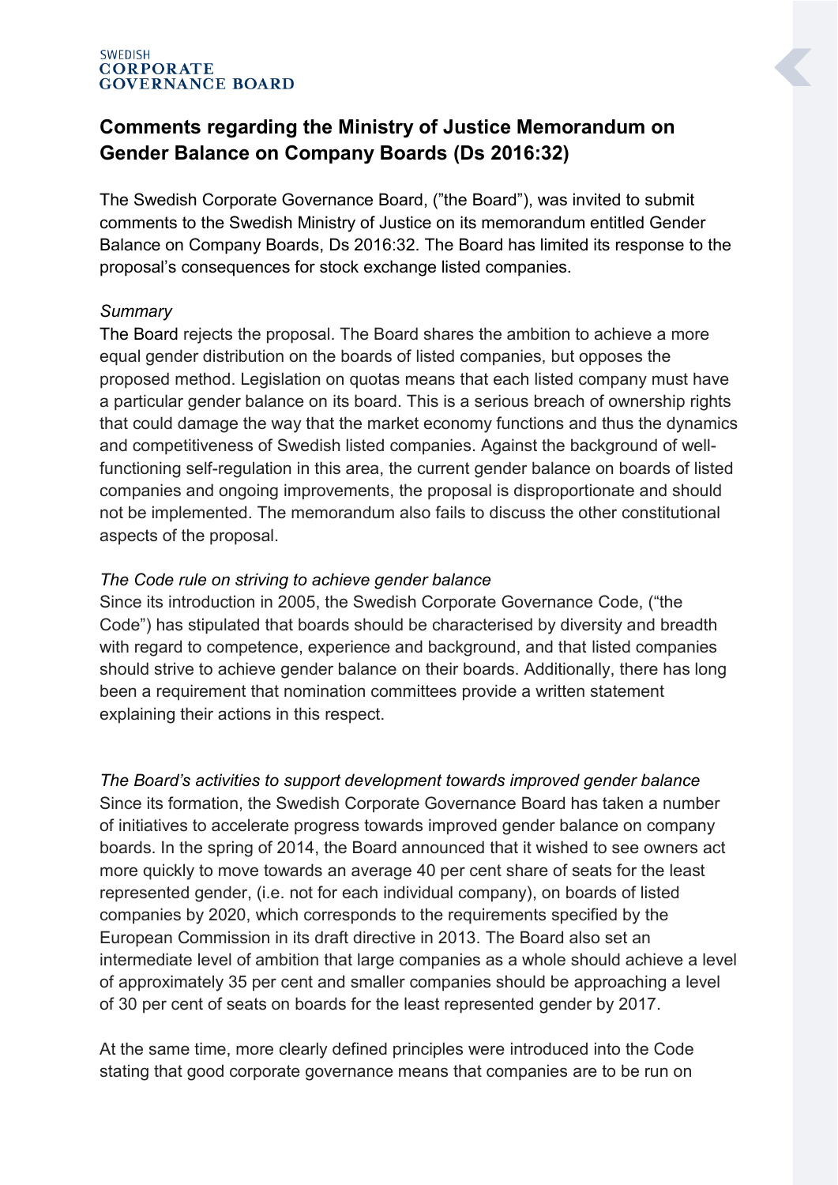SWEDISH
CORPORATE
GOVERNANCE BOARD

# Comments regarding the Ministry of Justice Memorandum on Gender Balance on Company Boards (Ds 2016:32)

The Swedish Corporate Governance Board, ("the Board"), was invited to submit comments to the Swedish Ministry of Justice on its memorandum entitled Gender Balance on Company Boards, Ds 2016:32. The Board has limited its response to the proposal's consequences for stock exchange listed companies.

*Summary*

The Board rejects the proposal. The Board shares the ambition to achieve a more equal gender distribution on the boards of listed companies, but opposes the proposed method. Legislation on quotas means that each listed company must have a particular gender balance on its board. This is a serious breach of ownership rights that could damage the way that the market economy functions and thus the dynamics and competitiveness of Swedish listed companies. Against the background of well-functioning self-regulation in this area, the current gender balance on boards of listed companies and ongoing improvements, the proposal is disproportionate and should not be implemented. The memorandum also fails to discuss the other constitutional aspects of the proposal.

*The Code rule on striving to achieve gender balance*

Since its introduction in 2005, the Swedish Corporate Governance Code, ("the Code") has stipulated that boards should be characterised by diversity and breadth with regard to competence, experience and background, and that listed companies should strive to achieve gender balance on their boards. Additionally, there has long been a requirement that nomination committees provide a written statement explaining their actions in this respect.

*The Board's activities to support development towards improved gender balance*

Since its formation, the Swedish Corporate Governance Board has taken a number of initiatives to accelerate progress towards improved gender balance on company boards. In the spring of 2014, the Board announced that it wished to see owners act more quickly to move towards an average 40 per cent share of seats for the least represented gender, (i.e. not for each individual company), on boards of listed companies by 2020, which corresponds to the requirements specified by the European Commission in its draft directive in 2013. The Board also set an intermediate level of ambition that large companies as a whole should achieve a level of approximately 35 per cent and smaller companies should be approaching a level of 30 per cent of seats on boards for the least represented gender by 2017.

At the same time, more clearly defined principles were introduced into the Code stating that good corporate governance means that companies are to be run on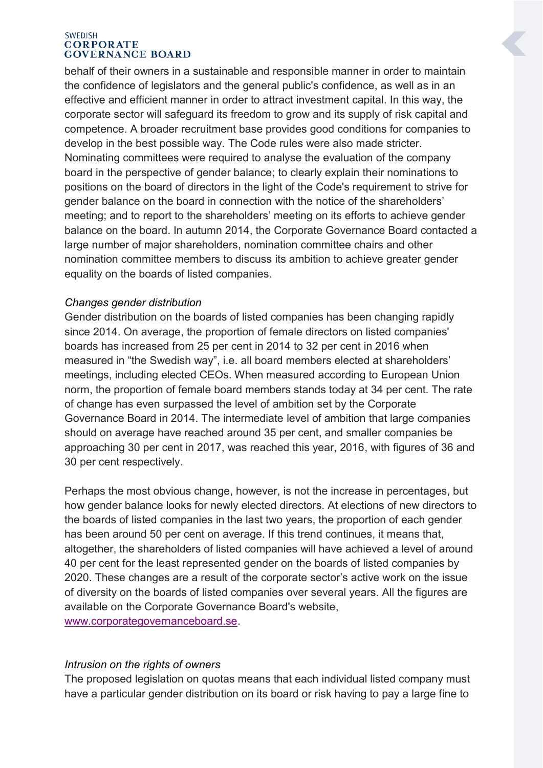behalf of their owners in a sustainable and responsible manner in order to maintain the confidence of legislators and the general public's confidence, as well as in an effective and efficient manner in order to attract investment capital. In this way, the corporate sector will safeguard its freedom to grow and its supply of risk capital and competence. A broader recruitment base provides good conditions for companies to develop in the best possible way. The Code rules were also made stricter. Nominating committees were required to analyse the evaluation of the company board in the perspective of gender balance; to clearly explain their nominations to positions on the board of directors in the light of the Code's requirement to strive for gender balance on the board in connection with the notice of the shareholders' meeting; and to report to the shareholders' meeting on its efforts to achieve gender balance on the board. In autumn 2014, the Corporate Governance Board contacted a large number of major shareholders, nomination committee chairs and other nomination committee members to discuss its ambition to achieve greater gender equality on the boards of listed companies.

*Changes gender distribution*

Gender distribution on the boards of listed companies has been changing rapidly since 2014. On average, the proportion of female directors on listed companies' boards has increased from 25 per cent in 2014 to 32 per cent in 2016 when measured in "the Swedish way", i.e. all board members elected at shareholders' meetings, including elected CEOs. When measured according to European Union norm, the proportion of female board members stands today at 34 per cent. The rate of change has even surpassed the level of ambition set by the Corporate Governance Board in 2014. The intermediate level of ambition that large companies should on average have reached around 35 per cent, and smaller companies be approaching 30 per cent in 2017, was reached this year, 2016, with figures of 36 and 30 per cent respectively.

Perhaps the most obvious change, however, is not the increase in percentages, but how gender balance looks for newly elected directors. At elections of new directors to the boards of listed companies in the last two years, the proportion of each gender has been around 50 per cent on average. If this trend continues, it means that, altogether, the shareholders of listed companies will have achieved a level of around 40 per cent for the least represented gender on the boards of listed companies by 2020. These changes are a result of the corporate sector's active work on the issue of diversity on the boards of listed companies over several years. All the figures are available on the Corporate Governance Board's website, [www.corporategovernanceboard.se](http://www.corporategovernanceboard.se).

*Intrusion on the rights of owners*

The proposed legislation on quotas means that each individual listed company must have a particular gender distribution on its board or risk having to pay a large fine to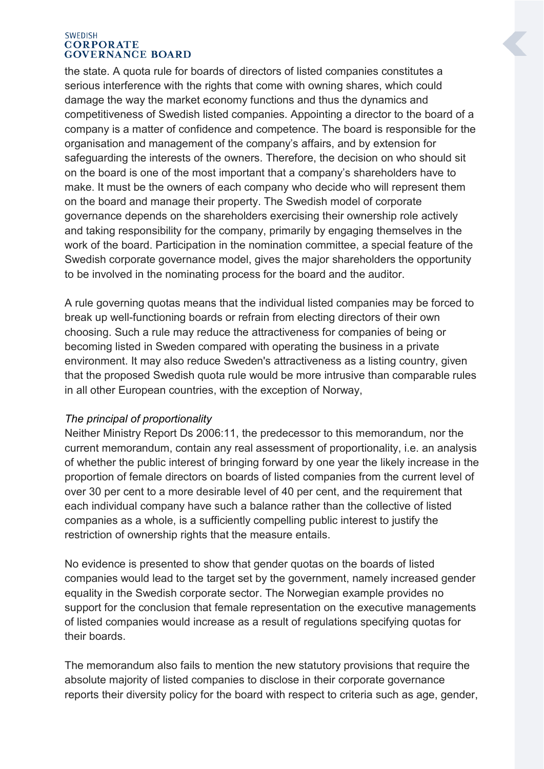the state. A quota rule for boards of directors of listed companies constitutes a serious interference with the rights that come with owning shares, which could damage the way the market economy functions and thus the dynamics and competitiveness of Swedish listed companies. Appointing a director to the board of a company is a matter of confidence and competence. The board is responsible for the organisation and management of the company's affairs, and by extension for safeguarding the interests of the owners. Therefore, the decision on who should sit on the board is one of the most important that a company's shareholders have to make. It must be the owners of each company who decide who will represent them on the board and manage their property. The Swedish model of corporate governance depends on the shareholders exercising their ownership role actively and taking responsibility for the company, primarily by engaging themselves in the work of the board. Participation in the nomination committee, a special feature of the Swedish corporate governance model, gives the major shareholders the opportunity to be involved in the nominating process for the board and the auditor.

A rule governing quotas means that the individual listed companies may be forced to break up well-functioning boards or refrain from electing directors of their own choosing. Such a rule may reduce the attractiveness for companies of being or becoming listed in Sweden compared with operating the business in a private environment. It may also reduce Sweden's attractiveness as a listing country, given that the proposed Swedish quota rule would be more intrusive than comparable rules in all other European countries, with the exception of Norway,

*The principal of proportionality*
Neither Ministry Report Ds 2006:11, the predecessor to this memorandum, nor the current memorandum, contain any real assessment of proportionality, i.e. an analysis of whether the public interest of bringing forward by one year the likely increase in the proportion of female directors on boards of listed companies from the current level of over 30 per cent to a more desirable level of 40 per cent, and the requirement that each individual company have such a balance rather than the collective of listed companies as a whole, is a sufficiently compelling public interest to justify the restriction of ownership rights that the measure entails.

No evidence is presented to show that gender quotas on the boards of listed companies would lead to the target set by the government, namely increased gender equality in the Swedish corporate sector. The Norwegian example provides no support for the conclusion that female representation on the executive managements of listed companies would increase as a result of regulations specifying quotas for their boards.

The memorandum also fails to mention the new statutory provisions that require the absolute majority of listed companies to disclose in their corporate governance reports their diversity policy for the board with respect to criteria such as age, gender,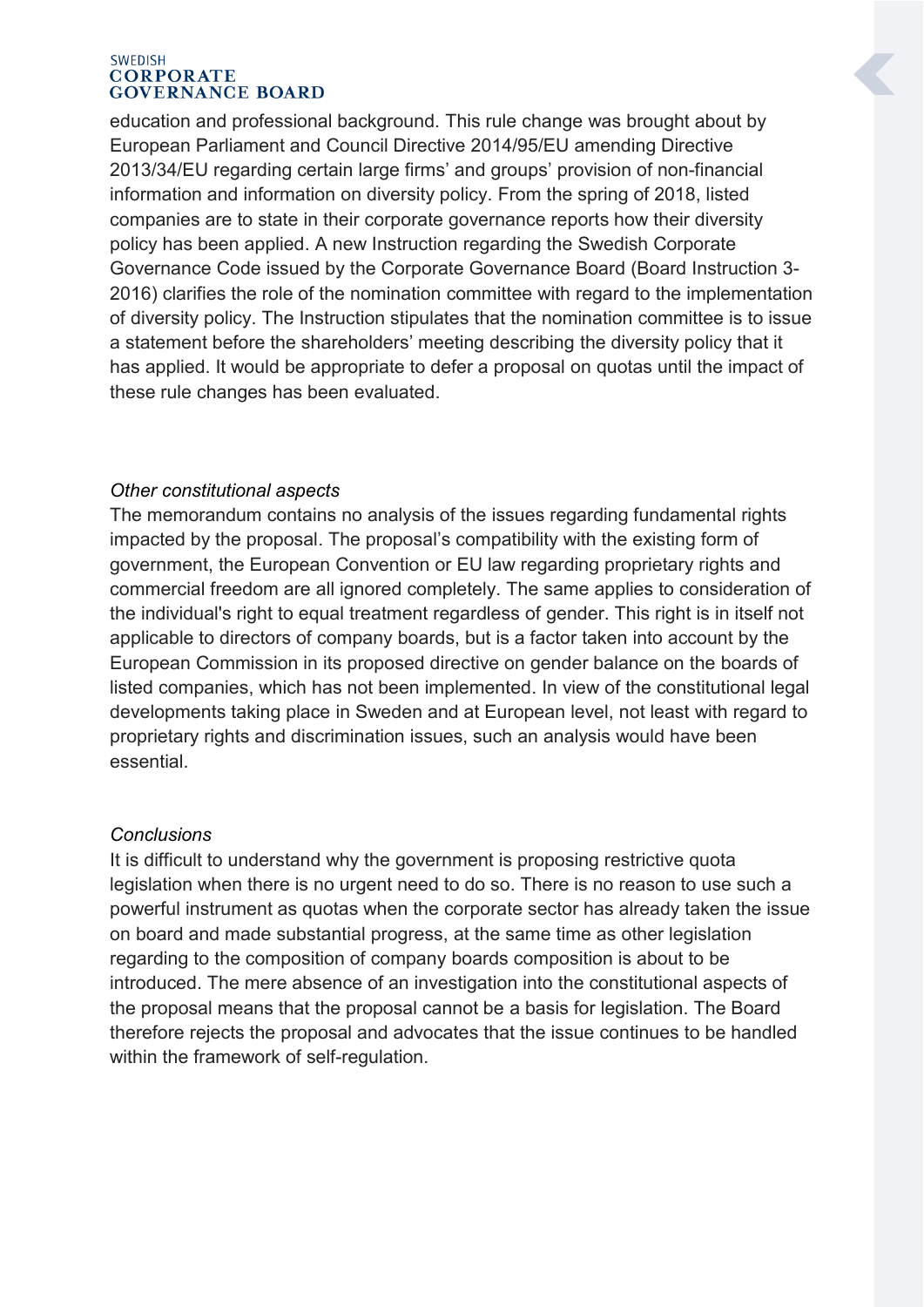education and professional background. This rule change was brought about by European Parliament and Council Directive 2014/95/EU amending Directive 2013/34/EU regarding certain large firms' and groups' provision of non-financial information and information on diversity policy. From the spring of 2018, listed companies are to state in their corporate governance reports how their diversity policy has been applied. A new Instruction regarding the Swedish Corporate Governance Code issued by the Corporate Governance Board (Board Instruction 3-2016) clarifies the role of the nomination committee with regard to the implementation of diversity policy. The Instruction stipulates that the nomination committee is to issue a statement before the shareholders' meeting describing the diversity policy that it has applied. It would be appropriate to defer a proposal on quotas until the impact of these rule changes has been evaluated.

*Other constitutional aspects*

The memorandum contains no analysis of the issues regarding fundamental rights impacted by the proposal. The proposal's compatibility with the existing form of government, the European Convention or EU law regarding proprietary rights and commercial freedom are all ignored completely. The same applies to consideration of the individual's right to equal treatment regardless of gender. This right is in itself not applicable to directors of company boards, but is a factor taken into account by the European Commission in its proposed directive on gender balance on the boards of listed companies, which has not been implemented. In view of the constitutional legal developments taking place in Sweden and at European level, not least with regard to proprietary rights and discrimination issues, such an analysis would have been essential.

*Conclusions*

It is difficult to understand why the government is proposing restrictive quota legislation when there is no urgent need to do so. There is no reason to use such a powerful instrument as quotas when the corporate sector has already taken the issue on board and made substantial progress, at the same time as other legislation regarding to the composition of company boards composition is about to be introduced. The mere absence of an investigation into the constitutional aspects of the proposal means that the proposal cannot be a basis for legislation. The Board therefore rejects the proposal and advocates that the issue continues to be handled within the framework of self-regulation.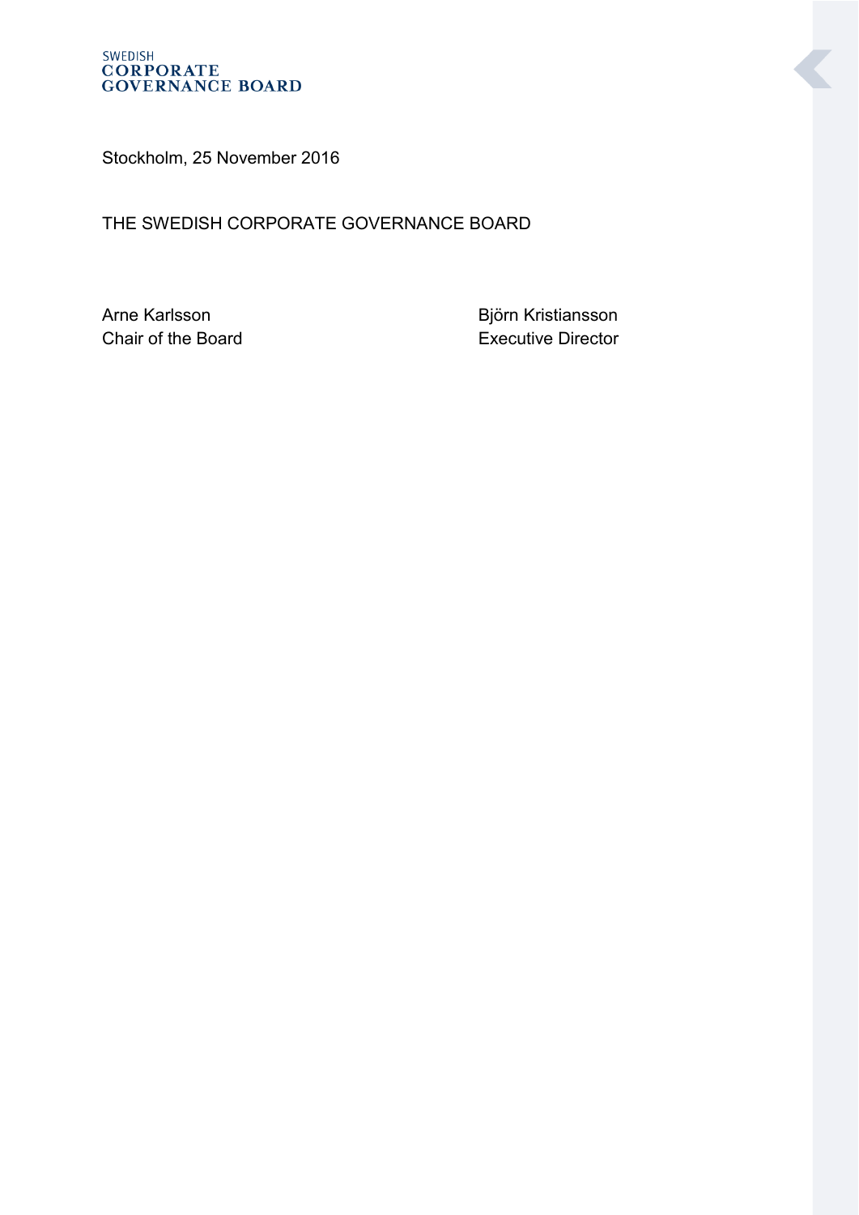SWEDISH
CORPORATE
GOVERNANCE BOARD

Stockholm, 25 November 2016

THE SWEDISH CORPORATE GOVERNANCE BOARD

| | |
|---|---|
| Arne Karlsson | Björn Kristiansson |
| Chair of the Board | Executive Director |